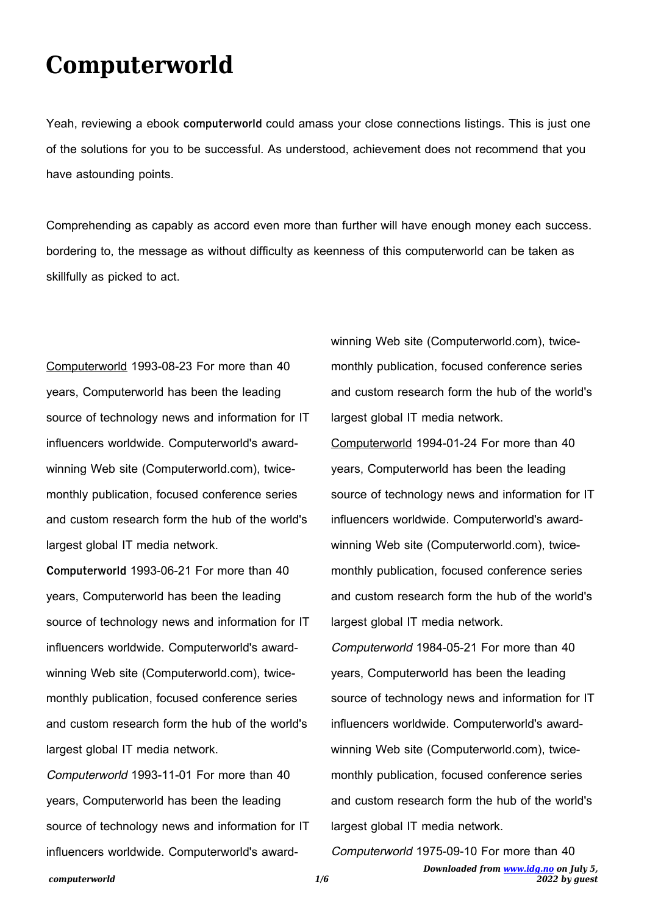# Computerworld

Yeah, reviewing a ebook **computerworld** could amass your close connections listings. This is just one of the solutions for you to be successful. As understood, achievement does not recommend that you have astounding points.

Comprehending as capably as accord even more than further will have enough money each success. bordering to, the message as without difficulty as keenness of this computerworld can be taken as skillfully as picked to act.

Computerworld 1993-08-23 For more than 40 years, Computerworld has been the leading source of technology news and information for IT influencers worldwide. Computerworld's award-winning Web site (Computerworld.com), twice-monthly publication, focused conference series and custom research form the hub of the world's largest global IT media network.

**Computerworld** 1993-06-21 For more than 40 years, Computerworld has been the leading source of technology news and information for IT influencers worldwide. Computerworld's award-winning Web site (Computerworld.com), twice-monthly publication, focused conference series and custom research form the hub of the world's largest global IT media network.

*Computerworld* 1993-11-01 For more than 40 years, Computerworld has been the leading source of technology news and information for IT influencers worldwide. Computerworld's award-winning Web site (Computerworld.com), twice-monthly publication, focused conference series and custom research form the hub of the world's largest global IT media network.

Computerworld 1994-01-24 For more than 40 years, Computerworld has been the leading source of technology news and information for IT influencers worldwide. Computerworld's award-winning Web site (Computerworld.com), twice-monthly publication, focused conference series and custom research form the hub of the world's largest global IT media network.

*Computerworld* 1984-05-21 For more than 40 years, Computerworld has been the leading source of technology news and information for IT influencers worldwide. Computerworld's award-winning Web site (Computerworld.com), twice-monthly publication, focused conference series and custom research form the hub of the world's largest global IT media network.

*Computerworld* 1975-09-10 For more than 40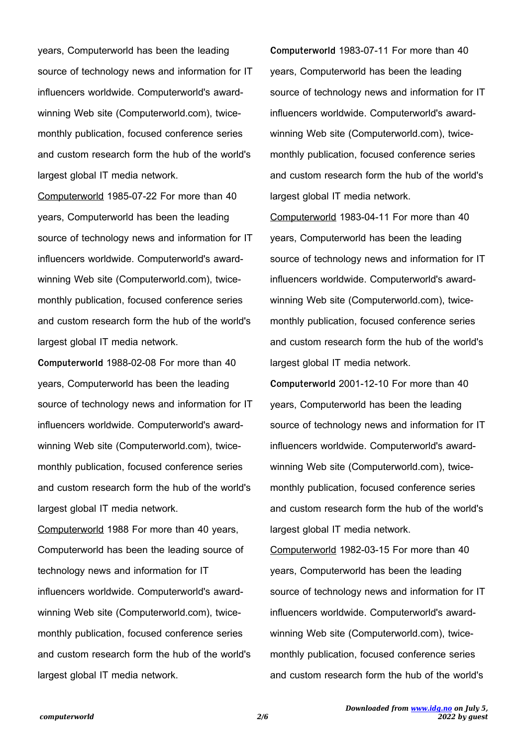years, Computerworld has been the leading source of technology news and information for IT influencers worldwide. Computerworld's award-winning Web site (Computerworld.com), twice-monthly publication, focused conference series and custom research form the hub of the world's largest global IT media network.

Computerworld 1985-07-22 For more than 40 years, Computerworld has been the leading source of technology news and information for IT influencers worldwide. Computerworld's award-winning Web site (Computerworld.com), twice-monthly publication, focused conference series and custom research form the hub of the world's largest global IT media network.

**Computerworld** 1988-02-08 For more than 40 years, Computerworld has been the leading source of technology news and information for IT influencers worldwide. Computerworld's award-winning Web site (Computerworld.com), twice-monthly publication, focused conference series and custom research form the hub of the world's largest global IT media network.

Computerworld 1988 For more than 40 years, Computerworld has been the leading source of technology news and information for IT influencers worldwide. Computerworld's award-winning Web site (Computerworld.com), twice-monthly publication, focused conference series and custom research form the hub of the world's largest global IT media network.

**Computerworld** 1983-07-11 For more than 40 years, Computerworld has been the leading source of technology news and information for IT influencers worldwide. Computerworld's award-winning Web site (Computerworld.com), twice-monthly publication, focused conference series and custom research form the hub of the world's largest global IT media network.

Computerworld 1983-04-11 For more than 40 years, Computerworld has been the leading source of technology news and information for IT influencers worldwide. Computerworld's award-winning Web site (Computerworld.com), twice-monthly publication, focused conference series and custom research form the hub of the world's largest global IT media network.

**Computerworld** 2001-12-10 For more than 40 years, Computerworld has been the leading source of technology news and information for IT influencers worldwide. Computerworld's award-winning Web site (Computerworld.com), twice-monthly publication, focused conference series and custom research form the hub of the world's largest global IT media network.

Computerworld 1982-03-15 For more than 40 years, Computerworld has been the leading source of technology news and information for IT influencers worldwide. Computerworld's award-winning Web site (Computerworld.com), twice-monthly publication, focused conference series and custom research form the hub of the world's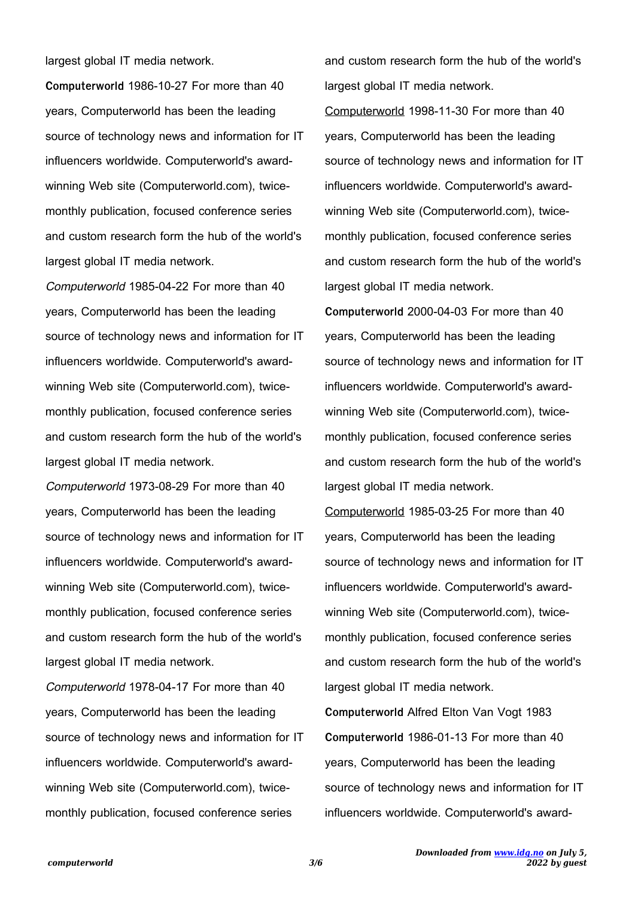largest global IT media network.

**Computerworld** 1986-10-27 For more than 40 years, Computerworld has been the leading source of technology news and information for IT influencers worldwide. Computerworld's award-winning Web site (Computerworld.com), twice-monthly publication, focused conference series and custom research form the hub of the world's largest global IT media network.

*Computerworld* 1985-04-22 For more than 40 years, Computerworld has been the leading source of technology news and information for IT influencers worldwide. Computerworld's award-winning Web site (Computerworld.com), twice-monthly publication, focused conference series and custom research form the hub of the world's largest global IT media network.

*Computerworld* 1973-08-29 For more than 40 years, Computerworld has been the leading source of technology news and information for IT influencers worldwide. Computerworld's award-winning Web site (Computerworld.com), twice-monthly publication, focused conference series and custom research form the hub of the world's largest global IT media network.

*Computerworld* 1978-04-17 For more than 40 years, Computerworld has been the leading source of technology news and information for IT influencers worldwide. Computerworld's award-winning Web site (Computerworld.com), twice-monthly publication, focused conference series and custom research form the hub of the world's largest global IT media network.

Computerworld 1998-11-30 For more than 40 years, Computerworld has been the leading source of technology news and information for IT influencers worldwide. Computerworld's award-winning Web site (Computerworld.com), twice-monthly publication, focused conference series and custom research form the hub of the world's largest global IT media network.

**Computerworld** 2000-04-03 For more than 40 years, Computerworld has been the leading source of technology news and information for IT influencers worldwide. Computerworld's award-winning Web site (Computerworld.com), twice-monthly publication, focused conference series and custom research form the hub of the world's largest global IT media network.

Computerworld 1985-03-25 For more than 40 years, Computerworld has been the leading source of technology news and information for IT influencers worldwide. Computerworld's award-winning Web site (Computerworld.com), twice-monthly publication, focused conference series and custom research form the hub of the world's largest global IT media network.

**Computerworld** Alfred Elton Van Vogt 1983

**Computerworld** 1986-01-13 For more than 40 years, Computerworld has been the leading source of technology news and information for IT influencers worldwide. Computerworld's award-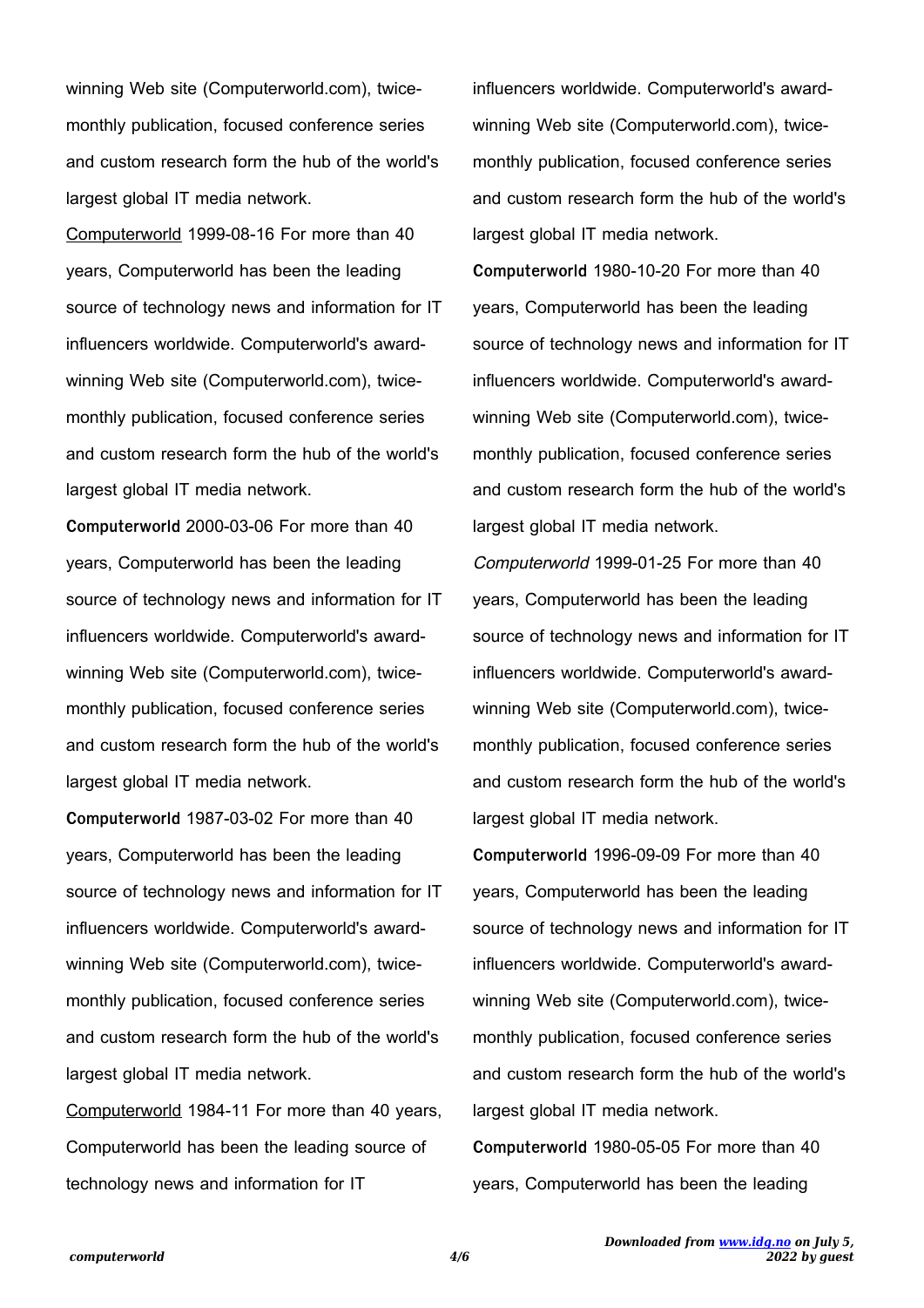winning Web site (Computerworld.com), twice-monthly publication, focused conference series and custom research form the hub of the world's largest global IT media network.

Computerworld 1999-08-16 For more than 40 years, Computerworld has been the leading source of technology news and information for IT influencers worldwide. Computerworld's award-winning Web site (Computerworld.com), twice-monthly publication, focused conference series and custom research form the hub of the world's largest global IT media network.

**Computerworld** 2000-03-06 For more than 40 years, Computerworld has been the leading source of technology news and information for IT influencers worldwide. Computerworld's award-winning Web site (Computerworld.com), twice-monthly publication, focused conference series and custom research form the hub of the world's largest global IT media network.

**Computerworld** 1987-03-02 For more than 40 years, Computerworld has been the leading source of technology news and information for IT influencers worldwide. Computerworld's award-winning Web site (Computerworld.com), twice-monthly publication, focused conference series and custom research form the hub of the world's largest global IT media network.

Computerworld 1984-11 For more than 40 years, Computerworld has been the leading source of technology news and information for IT influencers worldwide. Computerworld's award-winning Web site (Computerworld.com), twice-monthly publication, focused conference series and custom research form the hub of the world's largest global IT media network.

**Computerworld** 1980-10-20 For more than 40 years, Computerworld has been the leading source of technology news and information for IT influencers worldwide. Computerworld's award-winning Web site (Computerworld.com), twice-monthly publication, focused conference series and custom research form the hub of the world's largest global IT media network.

*Computerworld* 1999-01-25 For more than 40 years, Computerworld has been the leading source of technology news and information for IT influencers worldwide. Computerworld's award-winning Web site (Computerworld.com), twice-monthly publication, focused conference series and custom research form the hub of the world's largest global IT media network.

**Computerworld** 1996-09-09 For more than 40 years, Computerworld has been the leading source of technology news and information for IT influencers worldwide. Computerworld's award-winning Web site (Computerworld.com), twice-monthly publication, focused conference series and custom research form the hub of the world's largest global IT media network.

**Computerworld** 1980-05-05 For more than 40 years, Computerworld has been the leading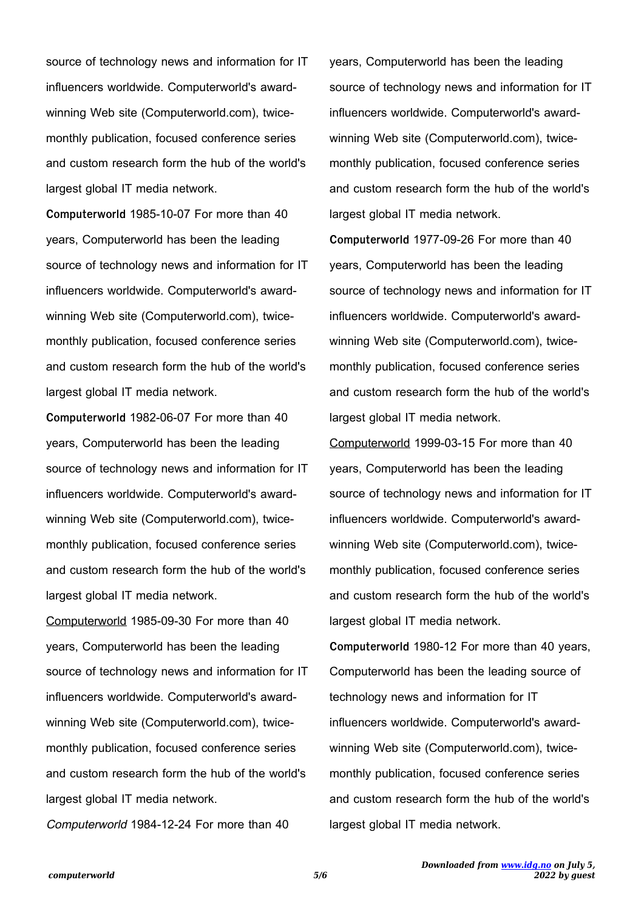source of technology news and information for IT influencers worldwide. Computerworld's award-winning Web site (Computerworld.com), twice-monthly publication, focused conference series and custom research form the hub of the world's largest global IT media network.

**Computerworld** 1985-10-07 For more than 40 years, Computerworld has been the leading source of technology news and information for IT influencers worldwide. Computerworld's award-winning Web site (Computerworld.com), twice-monthly publication, focused conference series and custom research form the hub of the world's largest global IT media network.

**Computerworld** 1982-06-07 For more than 40 years, Computerworld has been the leading source of technology news and information for IT influencers worldwide. Computerworld's award-winning Web site (Computerworld.com), twice-monthly publication, focused conference series and custom research form the hub of the world's largest global IT media network.

Computerworld 1985-09-30 For more than 40 years, Computerworld has been the leading source of technology news and information for IT influencers worldwide. Computerworld's award-winning Web site (Computerworld.com), twice-monthly publication, focused conference series and custom research form the hub of the world's largest global IT media network.

*Computerworld* 1984-12-24 For more than 40 years, Computerworld has been the leading source of technology news and information for IT influencers worldwide. Computerworld's award-winning Web site (Computerworld.com), twice-monthly publication, focused conference series and custom research form the hub of the world's largest global IT media network.

**Computerworld** 1977-09-26 For more than 40 years, Computerworld has been the leading source of technology news and information for IT influencers worldwide. Computerworld's award-winning Web site (Computerworld.com), twice-monthly publication, focused conference series and custom research form the hub of the world's largest global IT media network.

Computerworld 1999-03-15 For more than 40 years, Computerworld has been the leading source of technology news and information for IT influencers worldwide. Computerworld's award-winning Web site (Computerworld.com), twice-monthly publication, focused conference series and custom research form the hub of the world's largest global IT media network.

**Computerworld** 1980-12 For more than 40 years, Computerworld has been the leading source of technology news and information for IT influencers worldwide. Computerworld's award-winning Web site (Computerworld.com), twice-monthly publication, focused conference series and custom research form the hub of the world's largest global IT media network.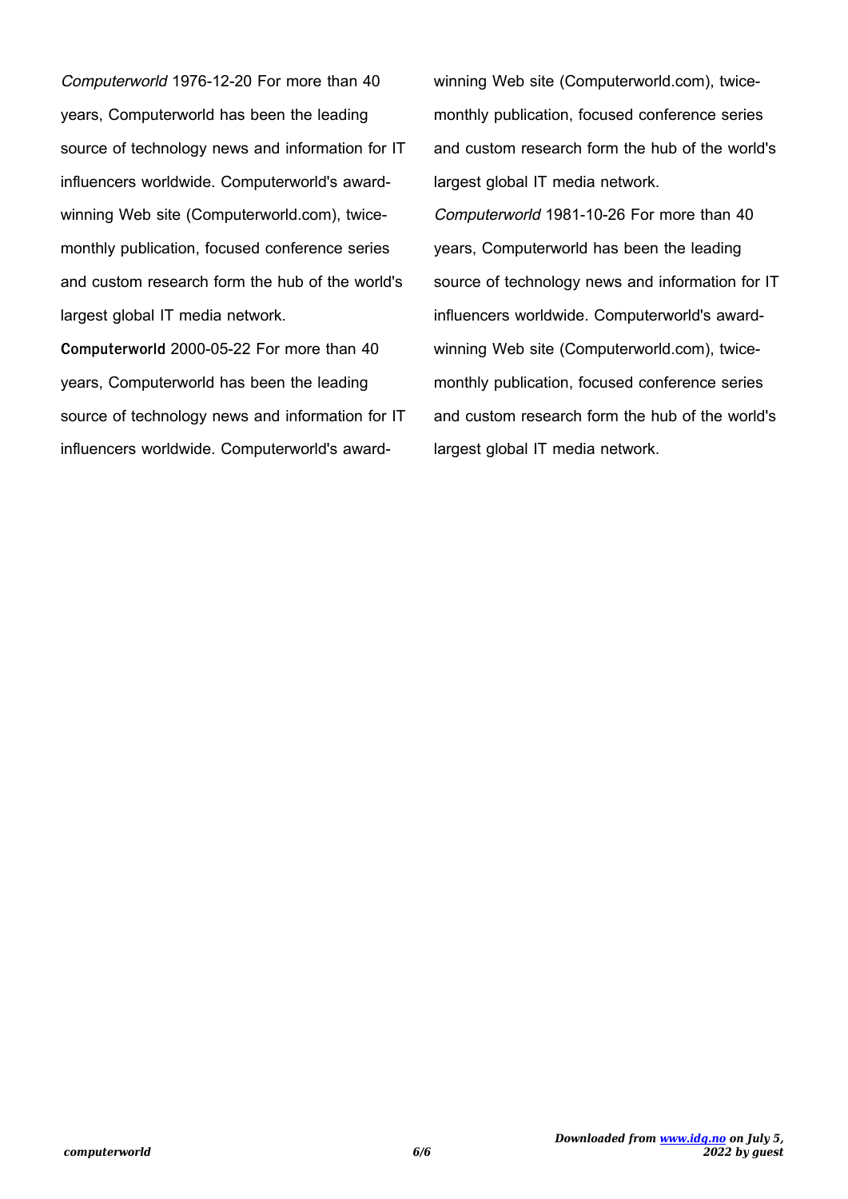*Computerworld* 1976-12-20 For more than 40 years, Computerworld has been the leading source of technology news and information for IT influencers worldwide. Computerworld's award-winning Web site (Computerworld.com), twice-monthly publication, focused conference series and custom research form the hub of the world's largest global IT media network.

**Computerworld** 2000-05-22 For more than 40 years, Computerworld has been the leading source of technology news and information for IT influencers worldwide. Computerworld's award-winning Web site (Computerworld.com), twice-monthly publication, focused conference series and custom research form the hub of the world's largest global IT media network.

*Computerworld* 1981-10-26 For more than 40 years, Computerworld has been the leading source of technology news and information for IT influencers worldwide. Computerworld's award-winning Web site (Computerworld.com), twice-monthly publication, focused conference series and custom research form the hub of the world's largest global IT media network.